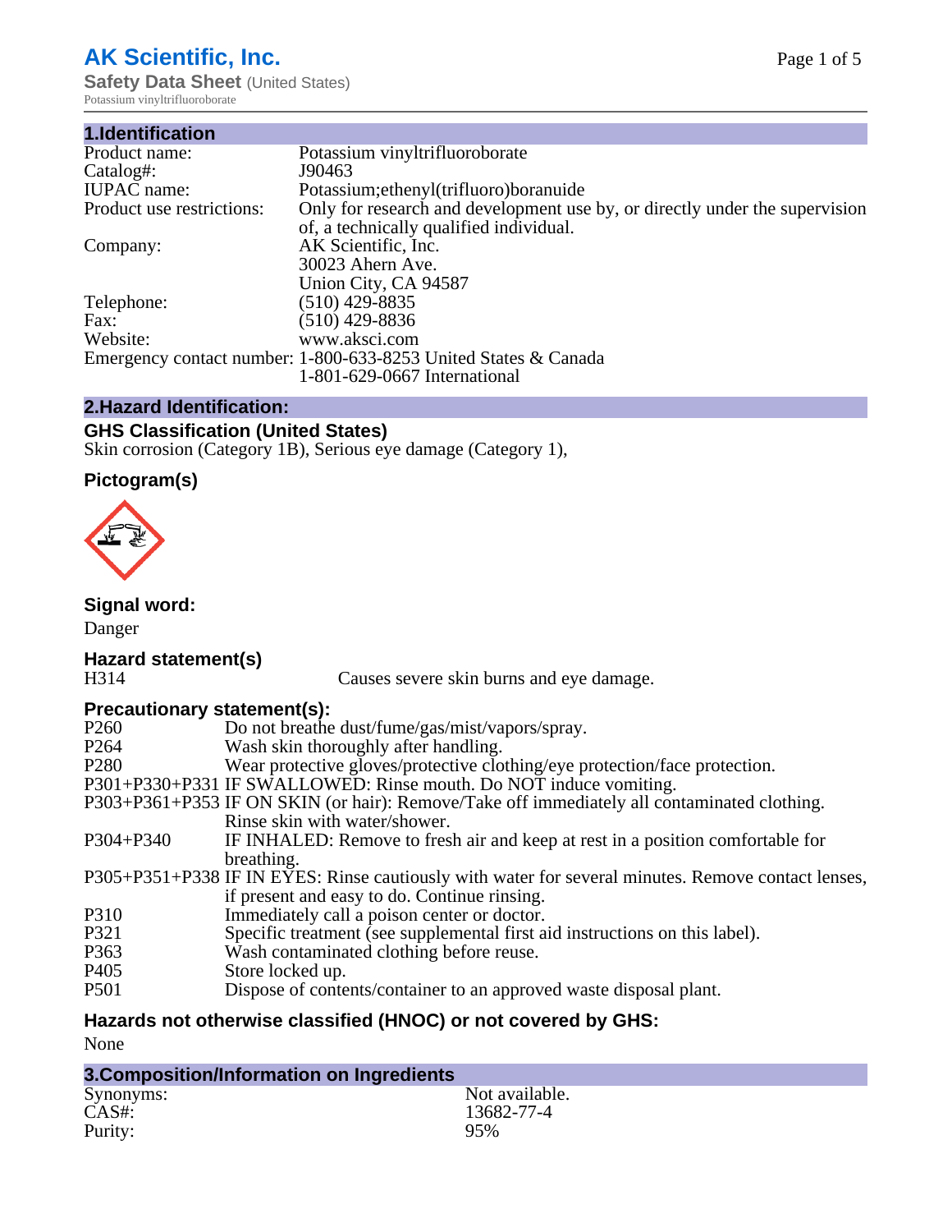# AK Scientific, Inc.

**Safety Data Sheet** (United States)

Potassium vinyltrifluoroborate

## 1.Identification

| | |
|---|---|
| Product name: | Potassium vinyltrifluoroborate |
| Catalog#: | J90463 |
| IUPAC name: | Potassium;ethenyl(trifluoro)boranuide |
| Product use restrictions: | Only for research and development use by, or directly under the supervision of, a technically qualified individual. |
| Company: | AK Scientific, Inc.<br>30023 Ahern Ave.<br>Union City, CA 94587 |
| Telephone: | (510) 429-8835 |
| Fax: | (510) 429-8836 |
| Website: | www.aksci.com |
| Emergency contact number: | 1-800-633-8253 United States & Canada<br>1-801-629-0667 International |

## 2.Hazard Identification:

### GHS Classification (United States)

Skin corrosion (Category 1B), Serious eye damage (Category 1),

### Pictogram(s)

### Signal word:

Danger

### Hazard statement(s)

| | |
|---|---|
| H314 | Causes severe skin burns and eye damage. |

### Precautionary statement(s):

| | |
|---|---|
| P260 | Do not breathe dust/fume/gas/mist/vapors/spray. |
| P264 | Wash skin thoroughly after handling. |
| P280 | Wear protective gloves/protective clothing/eye protection/face protection. |
| P301+P330+P331 | IF SWALLOWED: Rinse mouth. Do NOT induce vomiting. |
| P303+P361+P353 | IF ON SKIN (or hair): Remove/Take off immediately all contaminated clothing. Rinse skin with water/shower. |
| P304+P340 | IF INHALED: Remove to fresh air and keep at rest in a position comfortable for breathing. |
| P305+P351+P338 | IF IN EYES: Rinse cautiously with water for several minutes. Remove contact lenses, if present and easy to do. Continue rinsing. |
| P310 | Immediately call a poison center or doctor. |
| P321 | Specific treatment (see supplemental first aid instructions on this label). |
| P363 | Wash contaminated clothing before reuse. |
| P405 | Store locked up. |
| P501 | Dispose of contents/container to an approved waste disposal plant. |

### Hazards not otherwise classified (HNOC) or not covered by GHS:

None

## 3.Composition/Information on Ingredients

| | |
|---|---|
| Synonyms: | Not available. |
| CAS#: | 13682-77-4 |
| Purity: | 95% |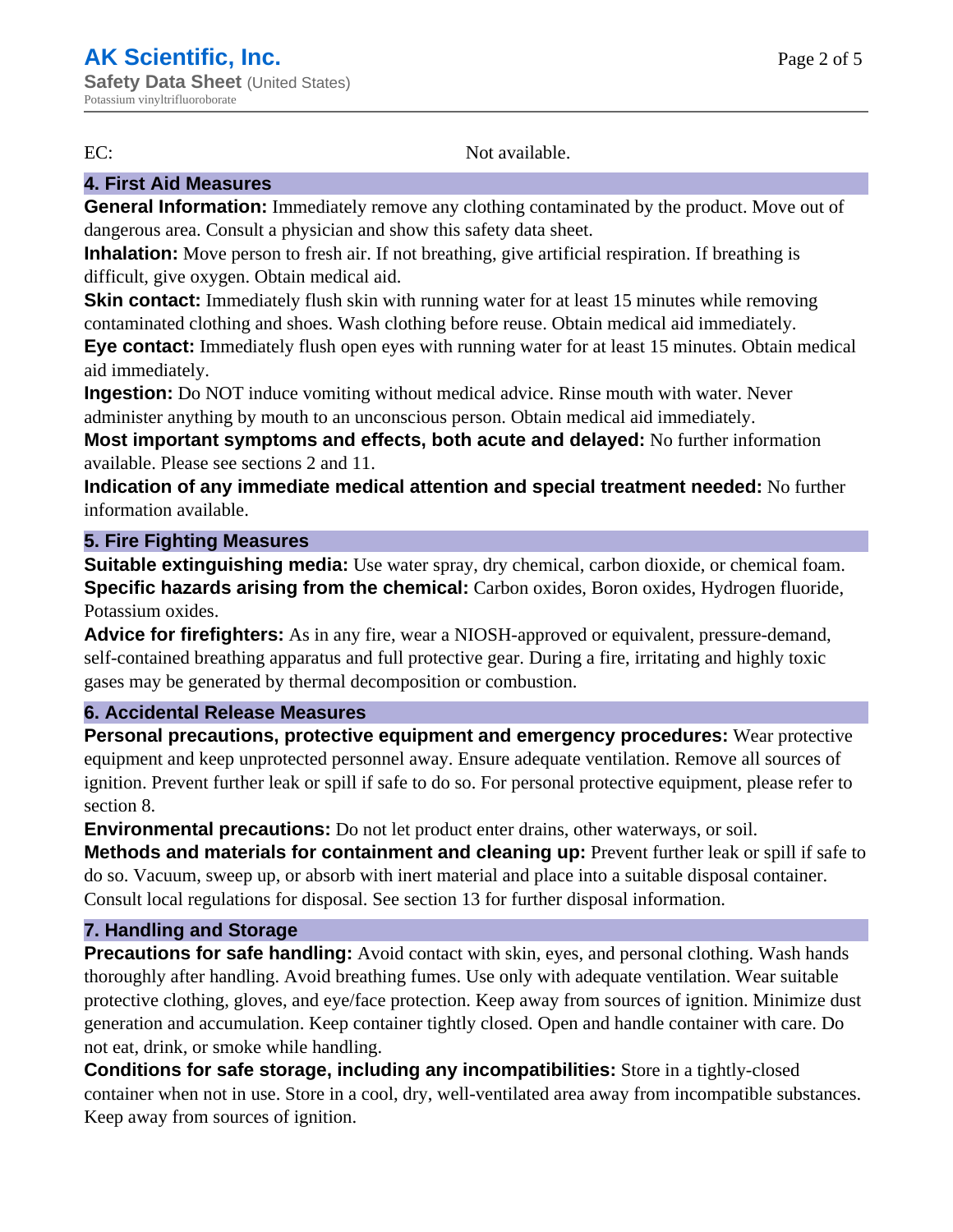EC: Not available.

## 4. First Aid Measures

**General Information:** Immediately remove any clothing contaminated by the product. Move out of dangerous area. Consult a physician and show this safety data sheet.

**Inhalation:** Move person to fresh air. If not breathing, give artificial respiration. If breathing is difficult, give oxygen. Obtain medical aid.

**Skin contact:** Immediately flush skin with running water for at least 15 minutes while removing contaminated clothing and shoes. Wash clothing before reuse. Obtain medical aid immediately.

**Eye contact:** Immediately flush open eyes with running water for at least 15 minutes. Obtain medical aid immediately.

**Ingestion:** Do NOT induce vomiting without medical advice. Rinse mouth with water. Never administer anything by mouth to an unconscious person. Obtain medical aid immediately.

**Most important symptoms and effects, both acute and delayed:** No further information available. Please see sections 2 and 11.

**Indication of any immediate medical attention and special treatment needed:** No further information available.

## 5. Fire Fighting Measures

**Suitable extinguishing media:** Use water spray, dry chemical, carbon dioxide, or chemical foam.

**Specific hazards arising from the chemical:** Carbon oxides, Boron oxides, Hydrogen fluoride, Potassium oxides.

**Advice for firefighters:** As in any fire, wear a NIOSH-approved or equivalent, pressure-demand, self-contained breathing apparatus and full protective gear. During a fire, irritating and highly toxic gases may be generated by thermal decomposition or combustion.

## 6. Accidental Release Measures

**Personal precautions, protective equipment and emergency procedures:** Wear protective equipment and keep unprotected personnel away. Ensure adequate ventilation. Remove all sources of ignition. Prevent further leak or spill if safe to do so. For personal protective equipment, please refer to section 8.

**Environmental precautions:** Do not let product enter drains, other waterways, or soil.

**Methods and materials for containment and cleaning up:** Prevent further leak or spill if safe to do so. Vacuum, sweep up, or absorb with inert material and place into a suitable disposal container. Consult local regulations for disposal. See section 13 for further disposal information.

## 7. Handling and Storage

**Precautions for safe handling:** Avoid contact with skin, eyes, and personal clothing. Wash hands thoroughly after handling. Avoid breathing fumes. Use only with adequate ventilation. Wear suitable protective clothing, gloves, and eye/face protection. Keep away from sources of ignition. Minimize dust generation and accumulation. Keep container tightly closed. Open and handle container with care. Do not eat, drink, or smoke while handling.

**Conditions for safe storage, including any incompatibilities:** Store in a tightly-closed container when not in use. Store in a cool, dry, well-ventilated area away from incompatible substances. Keep away from sources of ignition.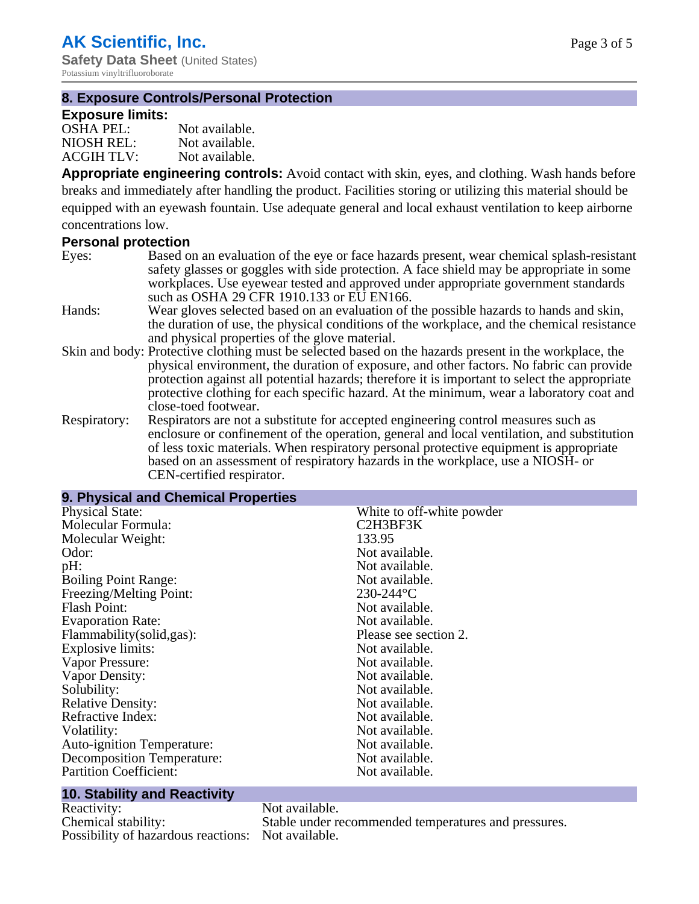## 8. Exposure Controls/Personal Protection

### Exposure limits:

| | |
|---|---|
| OSHA PEL: | Not available. |
| NIOSH REL: | Not available. |
| ACGIH TLV: | Not available. |

**Appropriate engineering controls:** Avoid contact with skin, eyes, and clothing. Wash hands before breaks and immediately after handling the product. Facilities storing or utilizing this material should be equipped with an eyewash fountain. Use adequate general and local exhaust ventilation to keep airborne concentrations low.

### Personal protection

Eyes: Based on an evaluation of the eye or face hazards present, wear chemical splash-resistant safety glasses or goggles with side protection. A face shield may be appropriate in some workplaces. Use eyewear tested and approved under appropriate government standards such as OSHA 29 CFR 1910.133 or EU EN166.

Hands: Wear gloves selected based on an evaluation of the possible hazards to hands and skin, the duration of use, the physical conditions of the workplace, and the chemical resistance and physical properties of the glove material.

Skin and body: Protective clothing must be selected based on the hazards present in the workplace, the physical environment, the duration of exposure, and other factors. No fabric can provide protection against all potential hazards; therefore it is important to select the appropriate protective clothing for each specific hazard. At the minimum, wear a laboratory coat and close-toed footwear.

Respiratory: Respirators are not a substitute for accepted engineering control measures such as enclosure or confinement of the operation, general and local ventilation, and substitution of less toxic materials. When respiratory personal protective equipment is appropriate based on an assessment of respiratory hazards in the workplace, use a NIOSH- or CEN-certified respirator.

## 9. Physical and Chemical Properties

| | |
|---|---|
| Physical State: | White to off-white powder |
| Molecular Formula: | $C_2H_3BF_3K$ |
| Molecular Weight: | 133.95 |
| Odor: | Not available. |
| pH: | Not available. |
| Boiling Point Range: | Not available. |
| Freezing/Melting Point: | 230-244°C |
| Flash Point: | Not available. |
| Evaporation Rate: | Not available. |
| Flammability(solid,gas): | Please see section 2. |
| Explosive limits: | Not available. |
| Vapor Pressure: | Not available. |
| Vapor Density: | Not available. |
| Solubility: | Not available. |
| Relative Density: | Not available. |
| Refractive Index: | Not available. |
| Volatility: | Not available. |
| Auto-ignition Temperature: | Not available. |
| Decomposition Temperature: | Not available. |
| Partition Coefficient: | Not available. |

## 10. Stability and Reactivity

| | |
|---|---|
| Reactivity: | Not available. |
| Chemical stability: | Stable under recommended temperatures and pressures. |
| Possibility of hazardous reactions: | Not available. |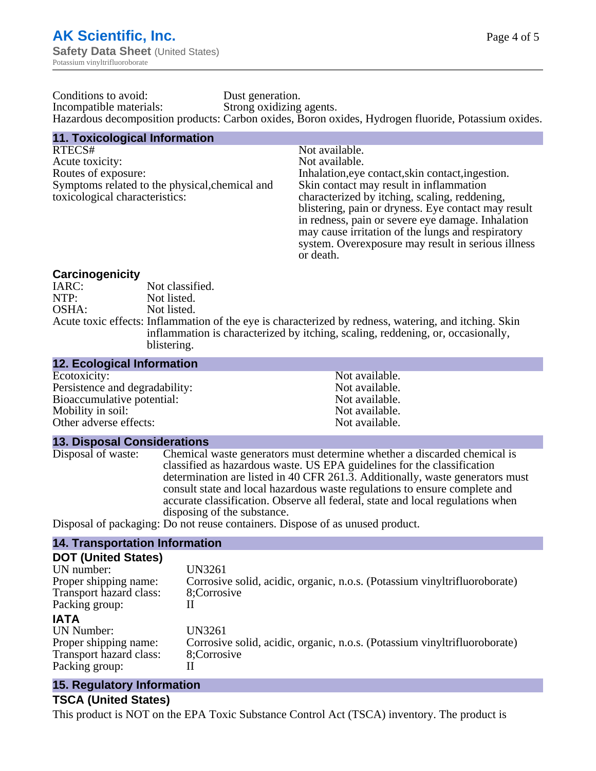Conditions to avoid: Dust generation.
Incompatible materials: Strong oxidizing agents.
Hazardous decomposition products: Carbon oxides, Boron oxides, Hydrogen fluoride, Potassium oxides.

## 11. Toxicological Information

| | |
|---|---|
| RTECS# | Not available. |
| Acute toxicity: | Not available. |
| Routes of exposure: | Inhalation,eye contact,skin contact,ingestion. |
| Symptoms related to the physical,chemical and toxicological characteristics: | Skin contact may result in inflammation characterized by itching, scaling, reddening, blistering, pain or dryness. Eye contact may result in redness, pain or severe eye damage. Inhalation may cause irritation of the lungs and respiratory system. Overexposure may result in serious illness or death. |

### Carcinogenicity

| | |
|---|---|
| IARC: | Not classified. |
| NTP: | Not listed. |
| OSHA: | Not listed. |
| Acute toxic effects: | Inflammation of the eye is characterized by redness, watering, and itching. Skin inflammation is characterized by itching, scaling, reddening, or, occasionally, blistering. |

## 12. Ecological Information

| | |
|---|---|
| Ecotoxicity: | Not available. |
| Persistence and degradability: | Not available. |
| Bioaccumulative potential: | Not available. |
| Mobility in soil: | Not available. |
| Other adverse effects: | Not available. |

## 13. Disposal Considerations

Disposal of waste: Chemical waste generators must determine whether a discarded chemical is classified as hazardous waste. US EPA guidelines for the classification determination are listed in 40 CFR 261.3. Additionally, waste generators must consult state and local hazardous waste regulations to ensure complete and accurate classification. Observe all federal, state and local regulations when disposing of the substance.

Disposal of packaging: Do not reuse containers. Dispose of as unused product.

## 14. Transportation Information

### DOT (United States)

| | |
|---|---|
| UN number: | UN3261 |
| Proper shipping name: | Corrosive solid, acidic, organic, n.o.s. (Potassium vinyltrifluoroborate) |
| Transport hazard class: | 8;Corrosive |
| Packing group: | II |

### IATA

| | |
|---|---|
| UN Number: | UN3261 |
| Proper shipping name: | Corrosive solid, acidic, organic, n.o.s. (Potassium vinyltrifluoroborate) |
| Transport hazard class: | 8;Corrosive |
| Packing group: | II |

## 15. Regulatory Information

### TSCA (United States)

This product is NOT on the EPA Toxic Substance Control Act (TSCA) inventory. The product is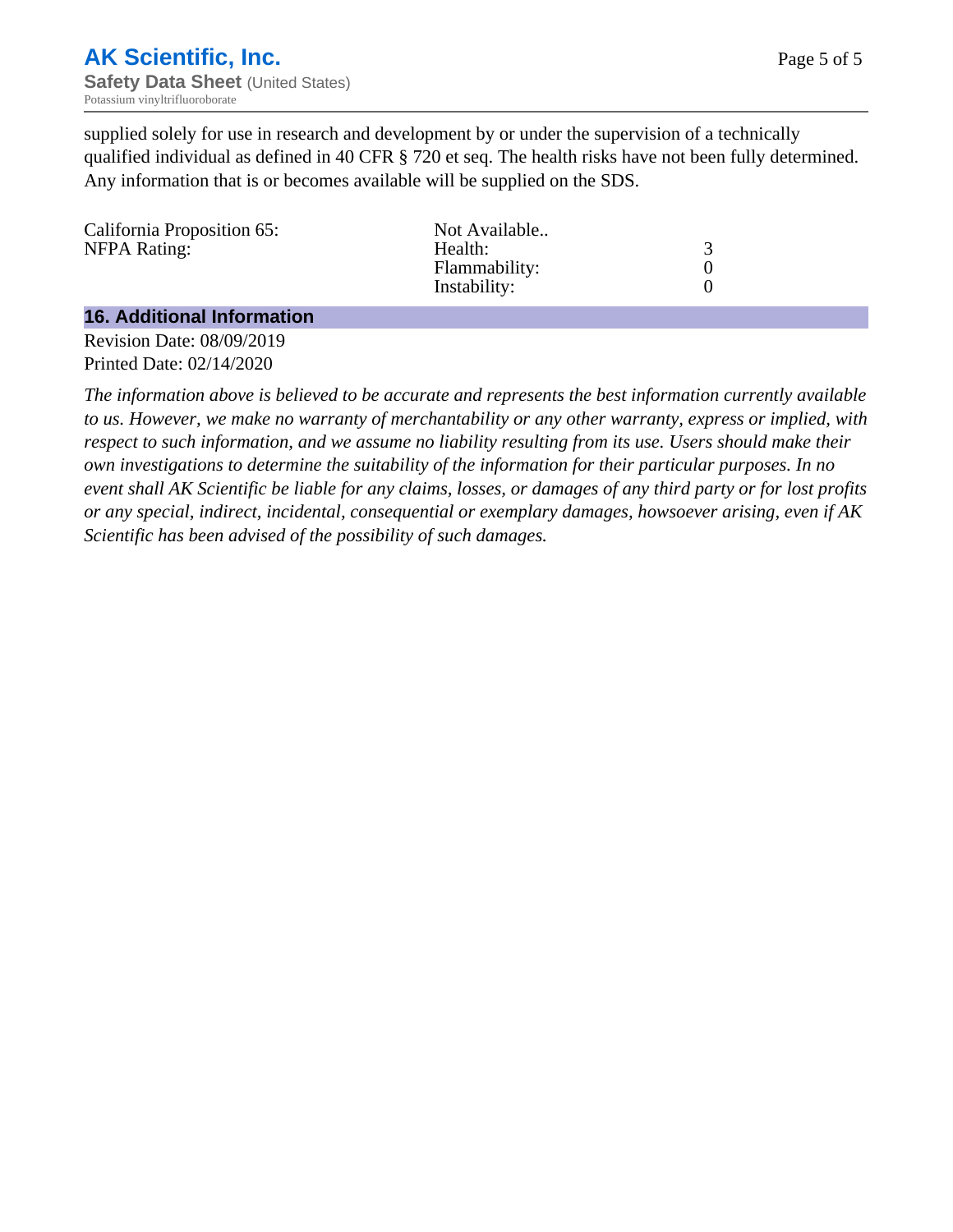supplied solely for use in research and development by or under the supervision of a technically qualified individual as defined in 40 CFR § 720 et seq. The health risks have not been fully determined. Any information that is or becomes available will be supplied on the SDS.

| | | |
|---|---|---|
| California Proposition 65: | Not Available.. | |
| NFPA Rating: | Health: | 3 |
| | Flammability: | 0 |
| | Instability: | 0 |

## 16. Additional Information

Revision Date: 08/09/2019
Printed Date: 02/14/2020

*The information above is believed to be accurate and represents the best information currently available to us. However, we make no warranty of merchantability or any other warranty, express or implied, with respect to such information, and we assume no liability resulting from its use. Users should make their own investigations to determine the suitability of the information for their particular purposes. In no event shall AK Scientific be liable for any claims, losses, or damages of any third party or for lost profits or any special, indirect, incidental, consequential or exemplary damages, howsoever arising, even if AK Scientific has been advised of the possibility of such damages.*